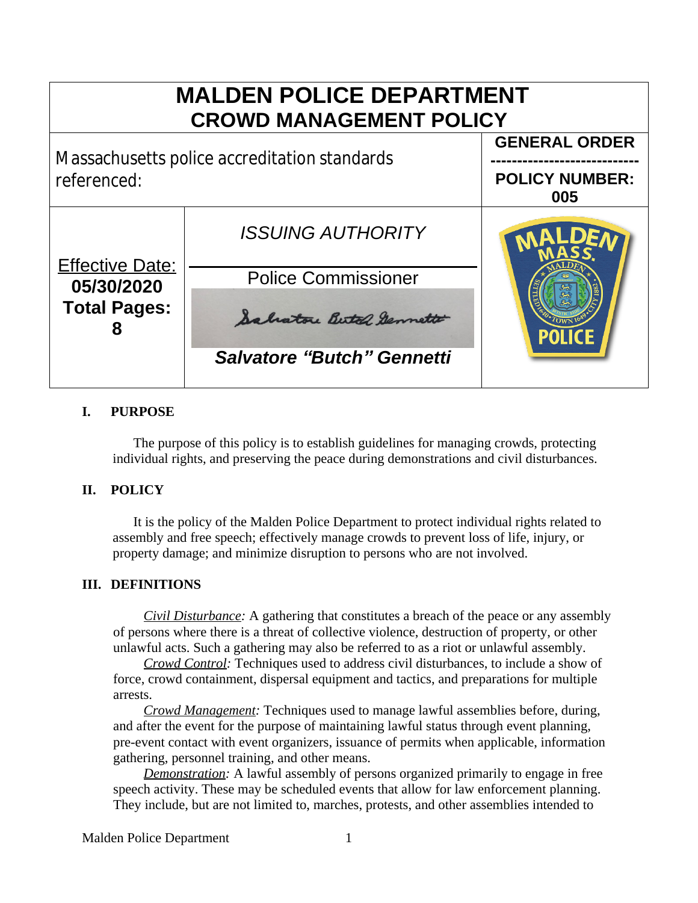# MALDEN POLICE DEPARTMENT
## CROWD MANAGEMENT POLICY

| Massachusetts police accreditation standards referenced: | | **GENERAL ORDER** <br> **POLICY NUMBER: 005** |
|---|---|---|
| Effective Date: **05/30/2020** **Total Pages: 8** | *ISSUING AUTHORITY* <br> Police Commissioner <br> ***Salvatore "Butch" Gennetti*** | |

### I. PURPOSE

The purpose of this policy is to establish guidelines for managing crowds, protecting individual rights, and preserving the peace during demonstrations and civil disturbances.

### II. POLICY

It is the policy of the Malden Police Department to protect individual rights related to assembly and free speech; effectively manage crowds to prevent loss of life, injury, or property damage; and minimize disruption to persons who are not involved.

### III. DEFINITIONS

*Civil Disturbance:* A gathering that constitutes a breach of the peace or any assembly of persons where there is a threat of collective violence, destruction of property, or other unlawful acts. Such a gathering may also be referred to as a riot or unlawful assembly.

*Crowd Control:* Techniques used to address civil disturbances, to include a show of force, crowd containment, dispersal equipment and tactics, and preparations for multiple arrests.

*Crowd Management:* Techniques used to manage lawful assemblies before, during, and after the event for the purpose of maintaining lawful status through event planning, pre-event contact with event organizers, issuance of permits when applicable, information gathering, personnel training, and other means.

*Demonstration:* A lawful assembly of persons organized primarily to engage in free speech activity. These may be scheduled events that allow for law enforcement planning. They include, but are not limited to, marches, protests, and other assemblies intended to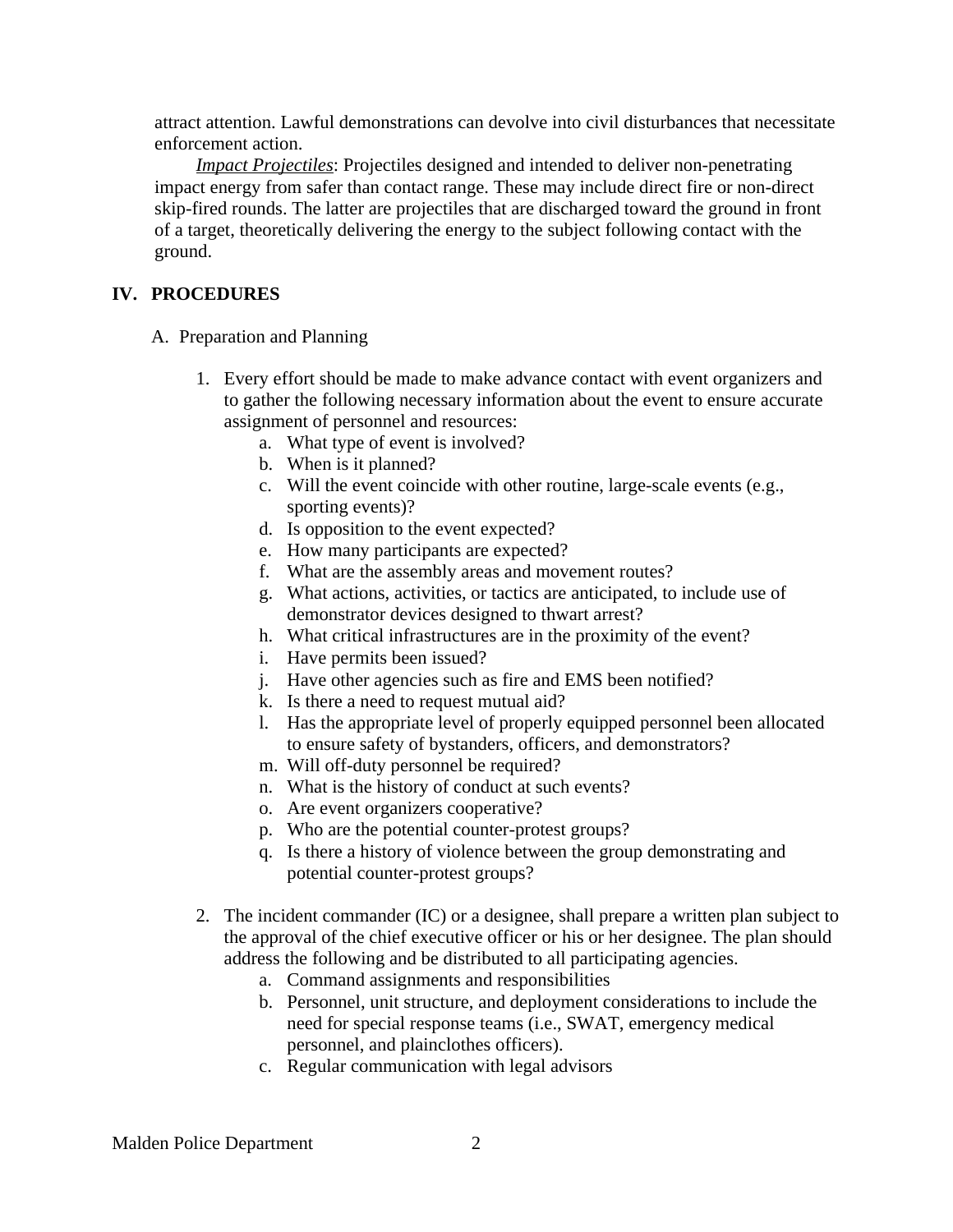attract attention. Lawful demonstrations can devolve into civil disturbances that necessitate enforcement action.

*Impact Projectiles*: Projectiles designed and intended to deliver non-penetrating impact energy from safer than contact range. These may include direct fire or non-direct skip-fired rounds. The latter are projectiles that are discharged toward the ground in front of a target, theoretically delivering the energy to the subject following contact with the ground.

## IV. PROCEDURES

### A. Preparation and Planning

1. Every effort should be made to make advance contact with event organizers and to gather the following necessary information about the event to ensure accurate assignment of personnel and resources:
   a. What type of event is involved?
   b. When is it planned?
   c. Will the event coincide with other routine, large-scale events (e.g., sporting events)?
   d. Is opposition to the event expected?
   e. How many participants are expected?
   f. What are the assembly areas and movement routes?
   g. What actions, activities, or tactics are anticipated, to include use of demonstrator devices designed to thwart arrest?
   h. What critical infrastructures are in the proximity of the event?
   i. Have permits been issued?
   j. Have other agencies such as fire and EMS been notified?
   k. Is there a need to request mutual aid?
   l. Has the appropriate level of properly equipped personnel been allocated to ensure safety of bystanders, officers, and demonstrators?
   m. Will off-duty personnel be required?
   n. What is the history of conduct at such events?
   o. Are event organizers cooperative?
   p. Who are the potential counter-protest groups?
   q. Is there a history of violence between the group demonstrating and potential counter-protest groups?

2. The incident commander (IC) or a designee, shall prepare a written plan subject to the approval of the chief executive officer or his or her designee. The plan should address the following and be distributed to all participating agencies.
   a. Command assignments and responsibilities
   b. Personnel, unit structure, and deployment considerations to include the need for special response teams (i.e., SWAT, emergency medical personnel, and plainclothes officers).
   c. Regular communication with legal advisors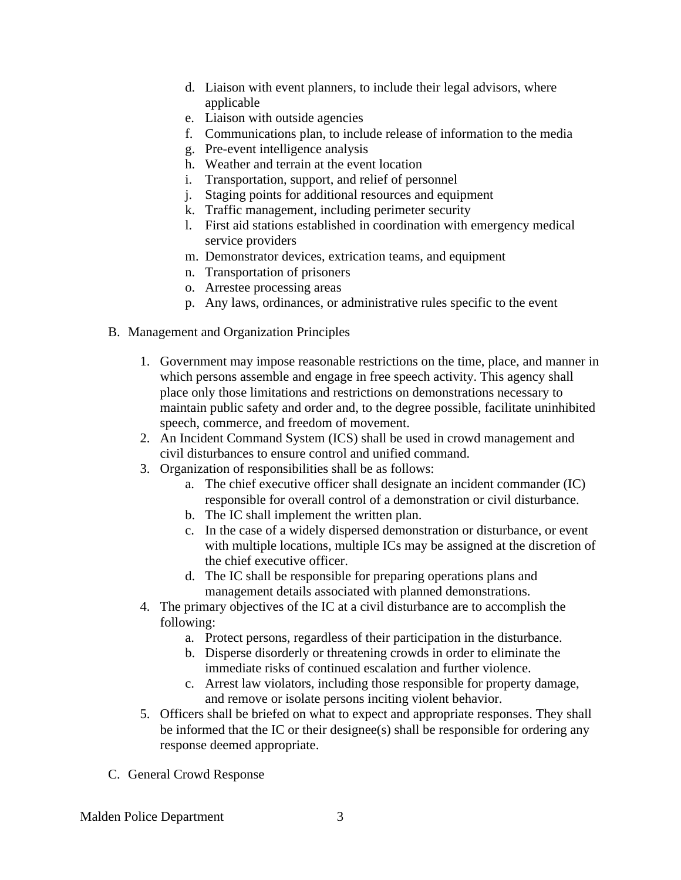d. Liaison with event planners, to include their legal advisors, where applicable
   e. Liaison with outside agencies
   f. Communications plan, to include release of information to the media
   g. Pre-event intelligence analysis
   h. Weather and terrain at the event location
   i. Transportation, support, and relief of personnel
   j. Staging points for additional resources and equipment
   k. Traffic management, including perimeter security
   l. First aid stations established in coordination with emergency medical service providers
   m. Demonstrator devices, extrication teams, and equipment
   n. Transportation of prisoners
   o. Arrestee processing areas
   p. Any laws, ordinances, or administrative rules specific to the event

B. Management and Organization Principles

1. Government may impose reasonable restrictions on the time, place, and manner in which persons assemble and engage in free speech activity. This agency shall place only those limitations and restrictions on demonstrations necessary to maintain public safety and order and, to the degree possible, facilitate uninhibited speech, commerce, and freedom of movement.
2. An Incident Command System (ICS) shall be used in crowd management and civil disturbances to ensure control and unified command.
3. Organization of responsibilities shall be as follows:
   a. The chief executive officer shall designate an incident commander (IC) responsible for overall control of a demonstration or civil disturbance.
   b. The IC shall implement the written plan.
   c. In the case of a widely dispersed demonstration or disturbance, or event with multiple locations, multiple ICs may be assigned at the discretion of the chief executive officer.
   d. The IC shall be responsible for preparing operations plans and management details associated with planned demonstrations.
4. The primary objectives of the IC at a civil disturbance are to accomplish the following:
   a. Protect persons, regardless of their participation in the disturbance.
   b. Disperse disorderly or threatening crowds in order to eliminate the immediate risks of continued escalation and further violence.
   c. Arrest law violators, including those responsible for property damage, and remove or isolate persons inciting violent behavior.
5. Officers shall be briefed on what to expect and appropriate responses. They shall be informed that the IC or their designee(s) shall be responsible for ordering any response deemed appropriate.

C. General Crowd Response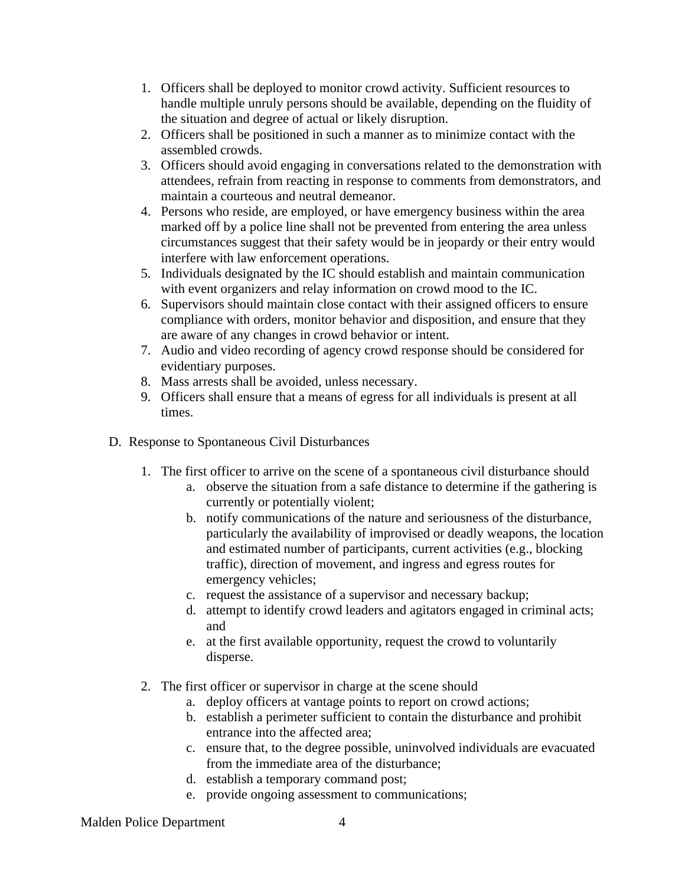1. Officers shall be deployed to monitor crowd activity. Sufficient resources to handle multiple unruly persons should be available, depending on the fluidity of the situation and degree of actual or likely disruption.
2. Officers shall be positioned in such a manner as to minimize contact with the assembled crowds.
3. Officers should avoid engaging in conversations related to the demonstration with attendees, refrain from reacting in response to comments from demonstrators, and maintain a courteous and neutral demeanor.
4. Persons who reside, are employed, or have emergency business within the area marked off by a police line shall not be prevented from entering the area unless circumstances suggest that their safety would be in jeopardy or their entry would interfere with law enforcement operations.
5. Individuals designated by the IC should establish and maintain communication with event organizers and relay information on crowd mood to the IC.
6. Supervisors should maintain close contact with their assigned officers to ensure compliance with orders, monitor behavior and disposition, and ensure that they are aware of any changes in crowd behavior or intent.
7. Audio and video recording of agency crowd response should be considered for evidentiary purposes.
8. Mass arrests shall be avoided, unless necessary.
9. Officers shall ensure that a means of egress for all individuals is present at all times.

D. Response to Spontaneous Civil Disturbances

1. The first officer to arrive on the scene of a spontaneous civil disturbance should
   a. observe the situation from a safe distance to determine if the gathering is currently or potentially violent;
   b. notify communications of the nature and seriousness of the disturbance, particularly the availability of improvised or deadly weapons, the location and estimated number of participants, current activities (e.g., blocking traffic), direction of movement, and ingress and egress routes for emergency vehicles;
   c. request the assistance of a supervisor and necessary backup;
   d. attempt to identify crowd leaders and agitators engaged in criminal acts; and
   e. at the first available opportunity, request the crowd to voluntarily disperse.

2. The first officer or supervisor in charge at the scene should
   a. deploy officers at vantage points to report on crowd actions;
   b. establish a perimeter sufficient to contain the disturbance and prohibit entrance into the affected area;
   c. ensure that, to the degree possible, uninvolved individuals are evacuated from the immediate area of the disturbance;
   d. establish a temporary command post;
   e. provide ongoing assessment to communications;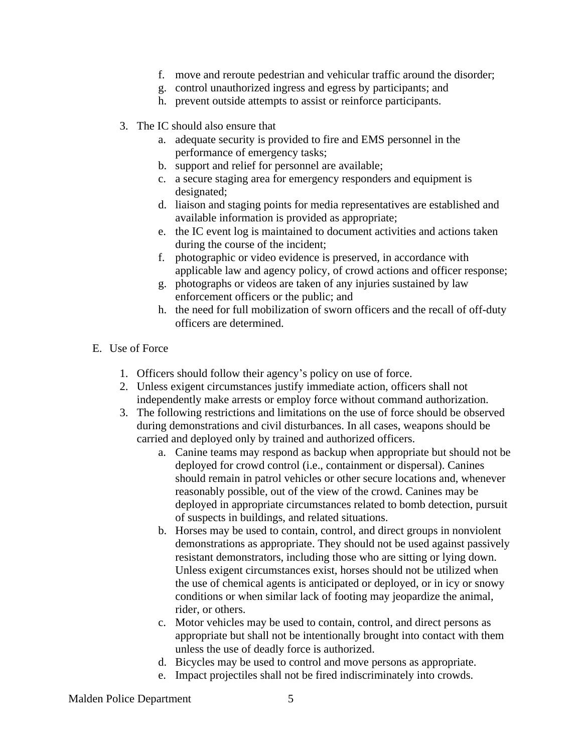f. move and reroute pedestrian and vehicular traffic around the disorder;
g. control unauthorized ingress and egress by participants; and
h. prevent outside attempts to assist or reinforce participants.

3. The IC should also ensure that
    a. adequate security is provided to fire and EMS personnel in the performance of emergency tasks;
    b. support and relief for personnel are available;
    c. a secure staging area for emergency responders and equipment is designated;
    d. liaison and staging points for media representatives are established and available information is provided as appropriate;
    e. the IC event log is maintained to document activities and actions taken during the course of the incident;
    f. photographic or video evidence is preserved, in accordance with applicable law and agency policy, of crowd actions and officer response;
    g. photographs or videos are taken of any injuries sustained by law enforcement officers or the public; and
    h. the need for full mobilization of sworn officers and the recall of off-duty officers are determined.

E. Use of Force

1. Officers should follow their agency's policy on use of force.
2. Unless exigent circumstances justify immediate action, officers shall not independently make arrests or employ force without command authorization.
3. The following restrictions and limitations on the use of force should be observed during demonstrations and civil disturbances. In all cases, weapons should be carried and deployed only by trained and authorized officers.
    a. Canine teams may respond as backup when appropriate but should not be deployed for crowd control (i.e., containment or dispersal). Canines should remain in patrol vehicles or other secure locations and, whenever reasonably possible, out of the view of the crowd. Canines may be deployed in appropriate circumstances related to bomb detection, pursuit of suspects in buildings, and related situations.
    b. Horses may be used to contain, control, and direct groups in nonviolent demonstrations as appropriate. They should not be used against passively resistant demonstrators, including those who are sitting or lying down. Unless exigent circumstances exist, horses should not be utilized when the use of chemical agents is anticipated or deployed, or in icy or snowy conditions or when similar lack of footing may jeopardize the animal, rider, or others.
    c. Motor vehicles may be used to contain, control, and direct persons as appropriate but shall not be intentionally brought into contact with them unless the use of deadly force is authorized.
    d. Bicycles may be used to control and move persons as appropriate.
    e. Impact projectiles shall not be fired indiscriminately into crowds.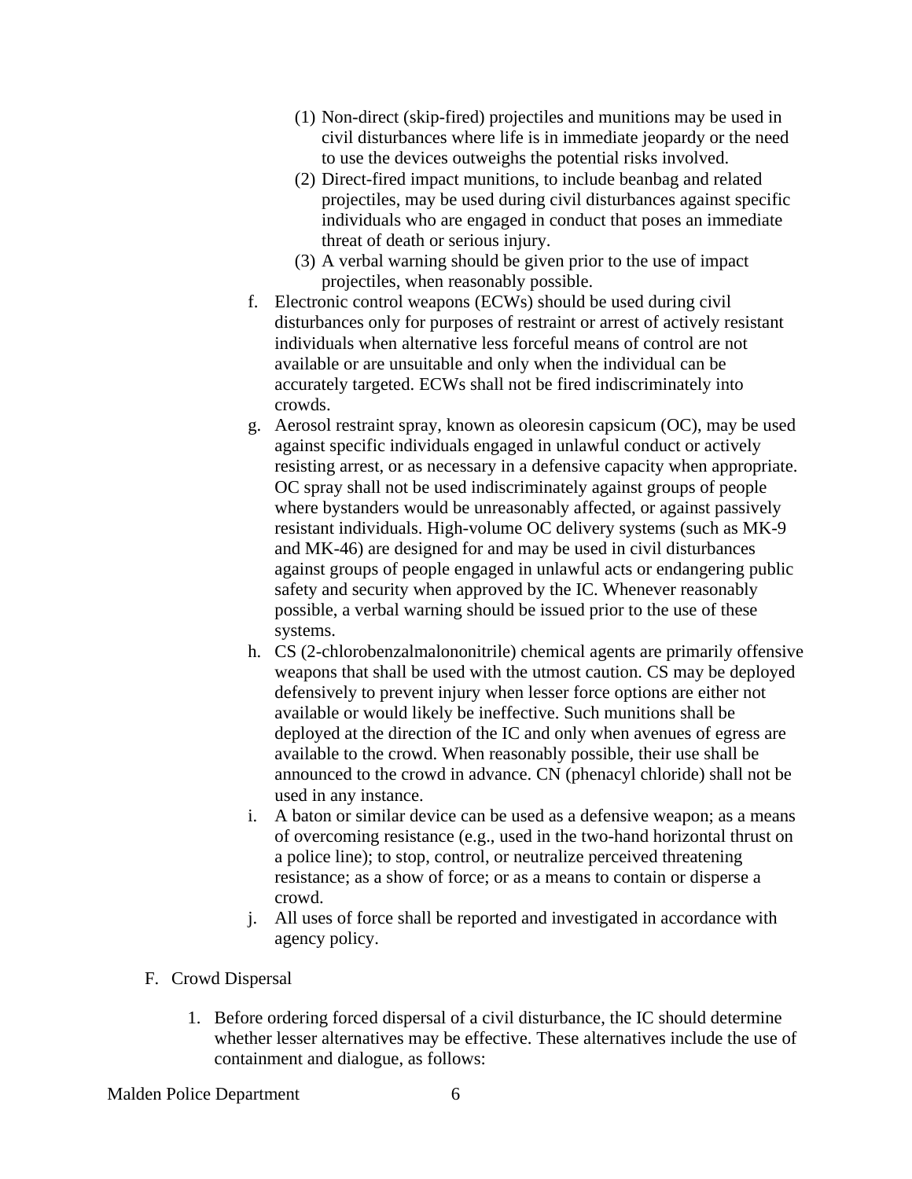(1) Non-direct (skip-fired) projectiles and munitions may be used in civil disturbances where life is in immediate jeopardy or the need to use the devices outweighs the potential risks involved.
(2) Direct-fired impact munitions, to include beanbag and related projectiles, may be used during civil disturbances against specific individuals who are engaged in conduct that poses an immediate threat of death or serious injury.
(3) A verbal warning should be given prior to the use of impact projectiles, when reasonably possible.

f. Electronic control weapons (ECWs) should be used during civil disturbances only for purposes of restraint or arrest of actively resistant individuals when alternative less forceful means of control are not available or are unsuitable and only when the individual can be accurately targeted. ECWs shall not be fired indiscriminately into crowds.

g. Aerosol restraint spray, known as oleoresin capsicum (OC), may be used against specific individuals engaged in unlawful conduct or actively resisting arrest, or as necessary in a defensive capacity when appropriate. OC spray shall not be used indiscriminately against groups of people where bystanders would be unreasonably affected, or against passively resistant individuals. High-volume OC delivery systems (such as MK-9 and MK-46) are designed for and may be used in civil disturbances against groups of people engaged in unlawful acts or endangering public safety and security when approved by the IC. Whenever reasonably possible, a verbal warning should be issued prior to the use of these systems.

h. CS (2-chlorobenzalmalononitrile) chemical agents are primarily offensive weapons that shall be used with the utmost caution. CS may be deployed defensively to prevent injury when lesser force options are either not available or would likely be ineffective. Such munitions shall be deployed at the direction of the IC and only when avenues of egress are available to the crowd. When reasonably possible, their use shall be announced to the crowd in advance. CN (phenacyl chloride) shall not be used in any instance.

i. A baton or similar device can be used as a defensive weapon; as a means of overcoming resistance (e.g., used in the two-hand horizontal thrust on a police line); to stop, control, or neutralize perceived threatening resistance; as a show of force; or as a means to contain or disperse a crowd.

j. All uses of force shall be reported and investigated in accordance with agency policy.

F. Crowd Dispersal

1. Before ordering forced dispersal of a civil disturbance, the IC should determine whether lesser alternatives may be effective. These alternatives include the use of containment and dialogue, as follows: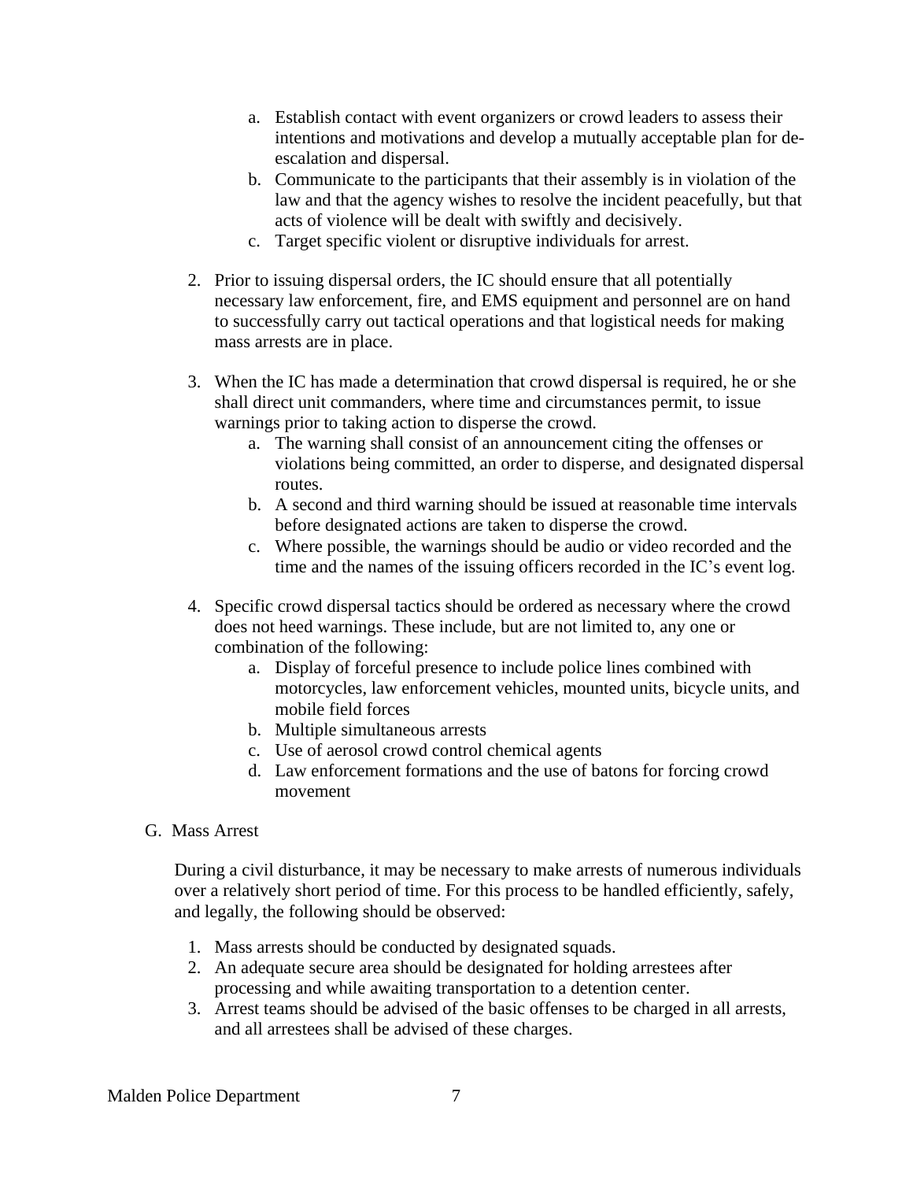a. Establish contact with event organizers or crowd leaders to assess their intentions and motivations and develop a mutually acceptable plan for de-escalation and dispersal.
   b. Communicate to the participants that their assembly is in violation of the law and that the agency wishes to resolve the incident peacefully, but that acts of violence will be dealt with swiftly and decisively.
   c. Target specific violent or disruptive individuals for arrest.

2. Prior to issuing dispersal orders, the IC should ensure that all potentially necessary law enforcement, fire, and EMS equipment and personnel are on hand to successfully carry out tactical operations and that logistical needs for making mass arrests are in place.

3. When the IC has made a determination that crowd dispersal is required, he or she shall direct unit commanders, where time and circumstances permit, to issue warnings prior to taking action to disperse the crowd.
   a. The warning shall consist of an announcement citing the offenses or violations being committed, an order to disperse, and designated dispersal routes.
   b. A second and third warning should be issued at reasonable time intervals before designated actions are taken to disperse the crowd.
   c. Where possible, the warnings should be audio or video recorded and the time and the names of the issuing officers recorded in the IC's event log.

4. Specific crowd dispersal tactics should be ordered as necessary where the crowd does not heed warnings. These include, but are not limited to, any one or combination of the following:
   a. Display of forceful presence to include police lines combined with motorcycles, law enforcement vehicles, mounted units, bicycle units, and mobile field forces
   b. Multiple simultaneous arrests
   c. Use of aerosol crowd control chemical agents
   d. Law enforcement formations and the use of batons for forcing crowd movement

G. Mass Arrest

During a civil disturbance, it may be necessary to make arrests of numerous individuals over a relatively short period of time. For this process to be handled efficiently, safely, and legally, the following should be observed:

1. Mass arrests should be conducted by designated squads.
2. An adequate secure area should be designated for holding arrestees after processing and while awaiting transportation to a detention center.
3. Arrest teams should be advised of the basic offenses to be charged in all arrests, and all arrestees shall be advised of these charges.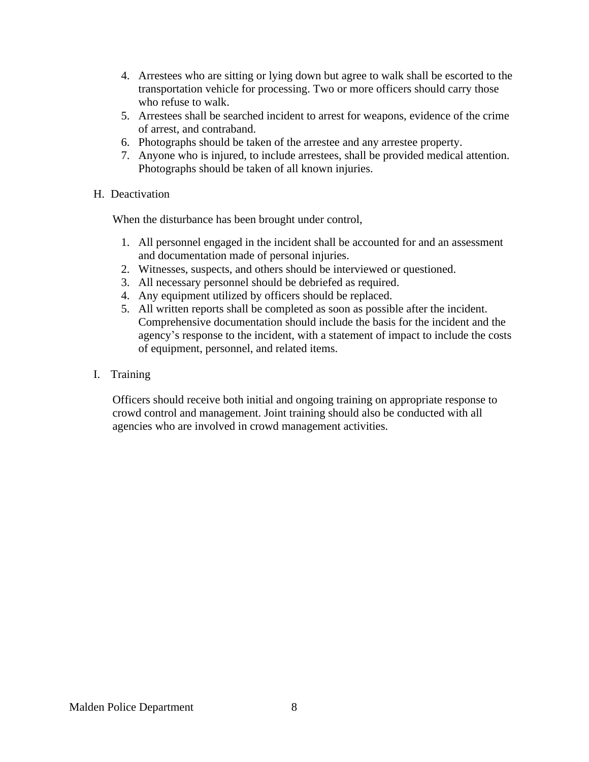4. Arrestees who are sitting or lying down but agree to walk shall be escorted to the transportation vehicle for processing. Two or more officers should carry those who refuse to walk.
5. Arrestees shall be searched incident to arrest for weapons, evidence of the crime of arrest, and contraband.
6. Photographs should be taken of the arrestee and any arrestee property.
7. Anyone who is injured, to include arrestees, shall be provided medical attention. Photographs should be taken of all known injuries.

H. Deactivation

When the disturbance has been brought under control,

1. All personnel engaged in the incident shall be accounted for and an assessment and documentation made of personal injuries.
2. Witnesses, suspects, and others should be interviewed or questioned.
3. All necessary personnel should be debriefed as required.
4. Any equipment utilized by officers should be replaced.
5. All written reports shall be completed as soon as possible after the incident. Comprehensive documentation should include the basis for the incident and the agency's response to the incident, with a statement of impact to include the costs of equipment, personnel, and related items.

I. Training

Officers should receive both initial and ongoing training on appropriate response to crowd control and management. Joint training should also be conducted with all agencies who are involved in crowd management activities.